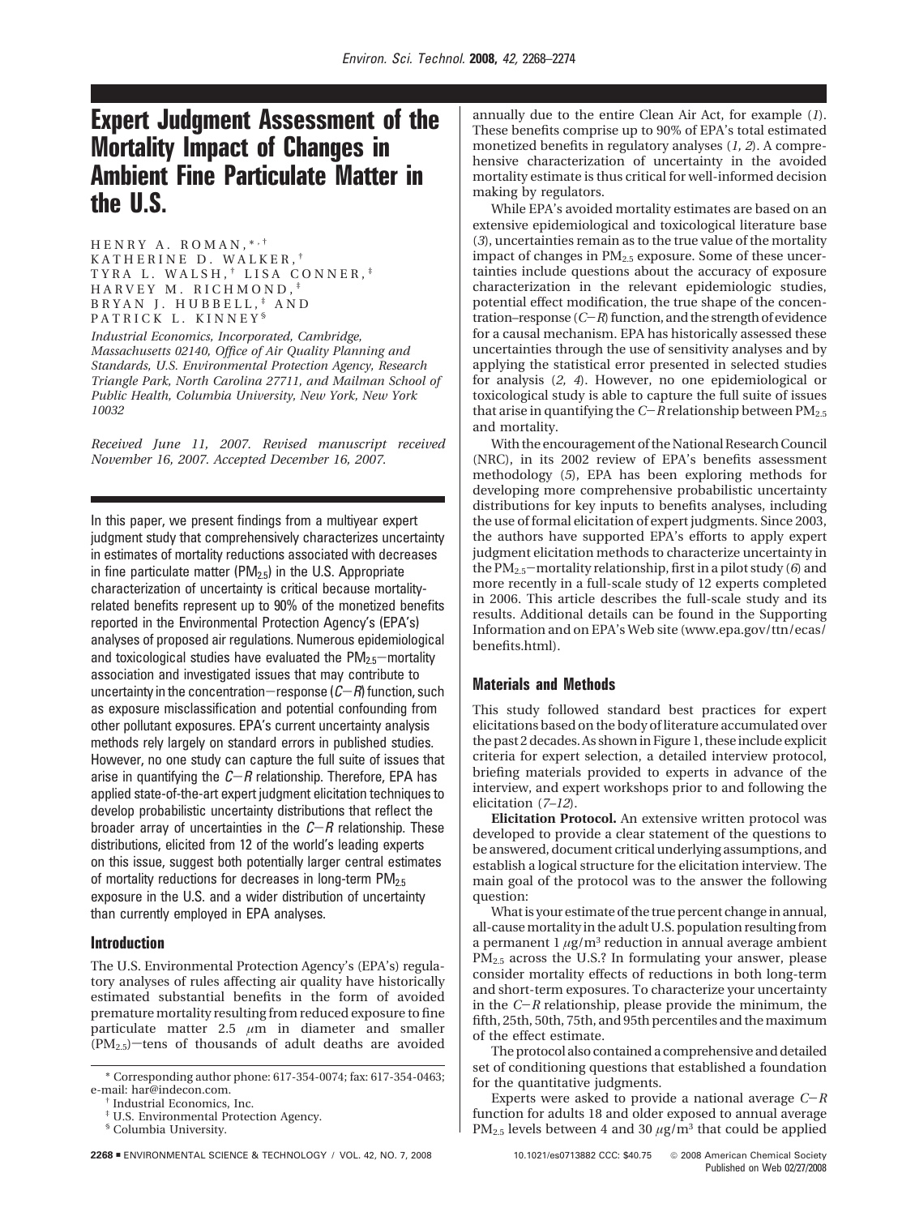# Expert Judgment Assessment of the Mortality Impact of Changes in Ambient Fine Particulate Matter in the U.S.

HENRY A. ROMAN,[*,†] KATHERINE D. WALKER,[†] TYRA L. WALSH,[†] LISA CONNER,[‡] HARVEY M. RICHMOND,[‡] BRYAN J. HUBBELL,[‡] AND PATRICK L. KINNEY[§]

*Industrial Economics, Incorporated, Cambridge, Massachusetts 02140, Office of Air Quality Planning and Standards, U.S. Environmental Protection Agency, Research Triangle Park, North Carolina 27711, and Mailman School of Public Health, Columbia University, New York, New York 10032*

*Received June 11, 2007. Revised manuscript received November 16, 2007. Accepted December 16, 2007.*

In this paper, we present findings from a multiyear expert judgment study that comprehensively characterizes uncertainty in estimates of mortality reductions associated with decreases in fine particulate matter ($PM_{2.5}$) in the U.S. Appropriate characterization of uncertainty is critical because mortality-related benefits represent up to 90% of the monetized benefits reported in the Environmental Protection Agency's (EPA's) analyses of proposed air regulations. Numerous epidemiological and toxicological studies have evaluated the $PM_{2.5}$–mortality association and investigated issues that may contribute to uncertainty in the concentration–response ($C-R$) function, such as exposure misclassification and potential confounding from other pollutant exposures. EPA's current uncertainty analysis methods rely largely on standard errors in published studies. However, no one study can capture the full suite of issues that arise in quantifying the $C-R$ relationship. Therefore, EPA has applied state-of-the-art expert judgment elicitation techniques to develop probabilistic uncertainty distributions that reflect the broader array of uncertainties in the $C-R$ relationship. These distributions, elicited from 12 of the world's leading experts on this issue, suggest both potentially larger central estimates of mortality reductions for decreases in long-term $PM_{2.5}$ exposure in the U.S. and a wider distribution of uncertainty than currently employed in EPA analyses.

## Introduction

The U.S. Environmental Protection Agency's (EPA's) regulatory analyses of rules affecting air quality have historically estimated substantial benefits in the form of avoided premature mortality resulting from reduced exposure to fine particulate matter 2.5 $\mu$m in diameter and smaller ($PM_{2.5}$)—tens of thousands of adult deaths are avoided annually due to the entire Clean Air Act, for example (*1*). These benefits comprise up to 90% of EPA's total estimated monetized benefits in regulatory analyses (*1, 2*). A comprehensive characterization of uncertainty in the avoided mortality estimate is thus critical for well-informed decision making by regulators.

While EPA's avoided mortality estimates are based on an extensive epidemiological and toxicological literature base (*3*), uncertainties remain as to the true value of the mortality impact of changes in $PM_{2.5}$ exposure. Some of these uncertainties include questions about the accuracy of exposure characterization in the relevant epidemiologic studies, potential effect modification, the true shape of the concentration–response ($C-R$) function, and the strength of evidence for a causal mechanism. EPA has historically assessed these uncertainties through the use of sensitivity analyses and by applying the statistical error presented in selected studies for analysis (*2, 4*). However, no one epidemiological or toxicological study is able to capture the full suite of issues that arise in quantifying the $C-R$ relationship between $PM_{2.5}$ and mortality.

With the encouragement of the National Research Council (NRC), in its 2002 review of EPA's benefits assessment methodology (*5*), EPA has been exploring methods for developing more comprehensive probabilistic uncertainty distributions for key inputs to benefits analyses, including the use of formal elicitation of expert judgments. Since 2003, the authors have supported EPA's efforts to apply expert judgment elicitation methods to characterize uncertainty in the $PM_{2.5}$–mortality relationship, first in a pilot study (*6*) and more recently in a full-scale study of 12 experts completed in 2006. This article describes the full-scale study and its results. Additional details can be found in the Supporting Information and on EPA's Web site (www.epa.gov/ttn/ecas/benefits.html).

## Materials and Methods

This study followed standard best practices for expert elicitations based on the body of literature accumulated over the past 2 decades. As shown in Figure 1, these include explicit criteria for expert selection, a detailed interview protocol, briefing materials provided to experts in advance of the interview, and expert workshops prior to and following the elicitation (*7–12*).

**Elicitation Protocol.** An extensive written protocol was developed to provide a clear statement of the questions to be answered, document critical underlying assumptions, and establish a logical structure for the elicitation interview. The main goal of the protocol was to the answer the following question:

What is your estimate of the true percent change in annual, all-cause mortality in the adult U.S. population resulting from a permanent 1 $\mu g/m^3$ reduction in annual average ambient $PM_{2.5}$ across the U.S.? In formulating your answer, please consider mortality effects of reductions in both long-term and short-term exposures. To characterize your uncertainty in the $C-R$ relationship, please provide the minimum, the fifth, 25th, 50th, 75th, and 95th percentiles and the maximum of the effect estimate.

The protocol also contained a comprehensive and detailed set of conditioning questions that established a foundation for the quantitative judgments.

Experts were asked to provide a national average $C-R$ function for adults 18 and older exposed to annual average $PM_{2.5}$ levels between 4 and 30 $\mu g/m^3$ that could be applied

---

[*] Corresponding author phone: 617-354-0074; fax: 617-354-0463; e-mail: har@indecon.com.

[†] Industrial Economics, Inc.

[‡] U.S. Environmental Protection Agency.

[§] Columbia University.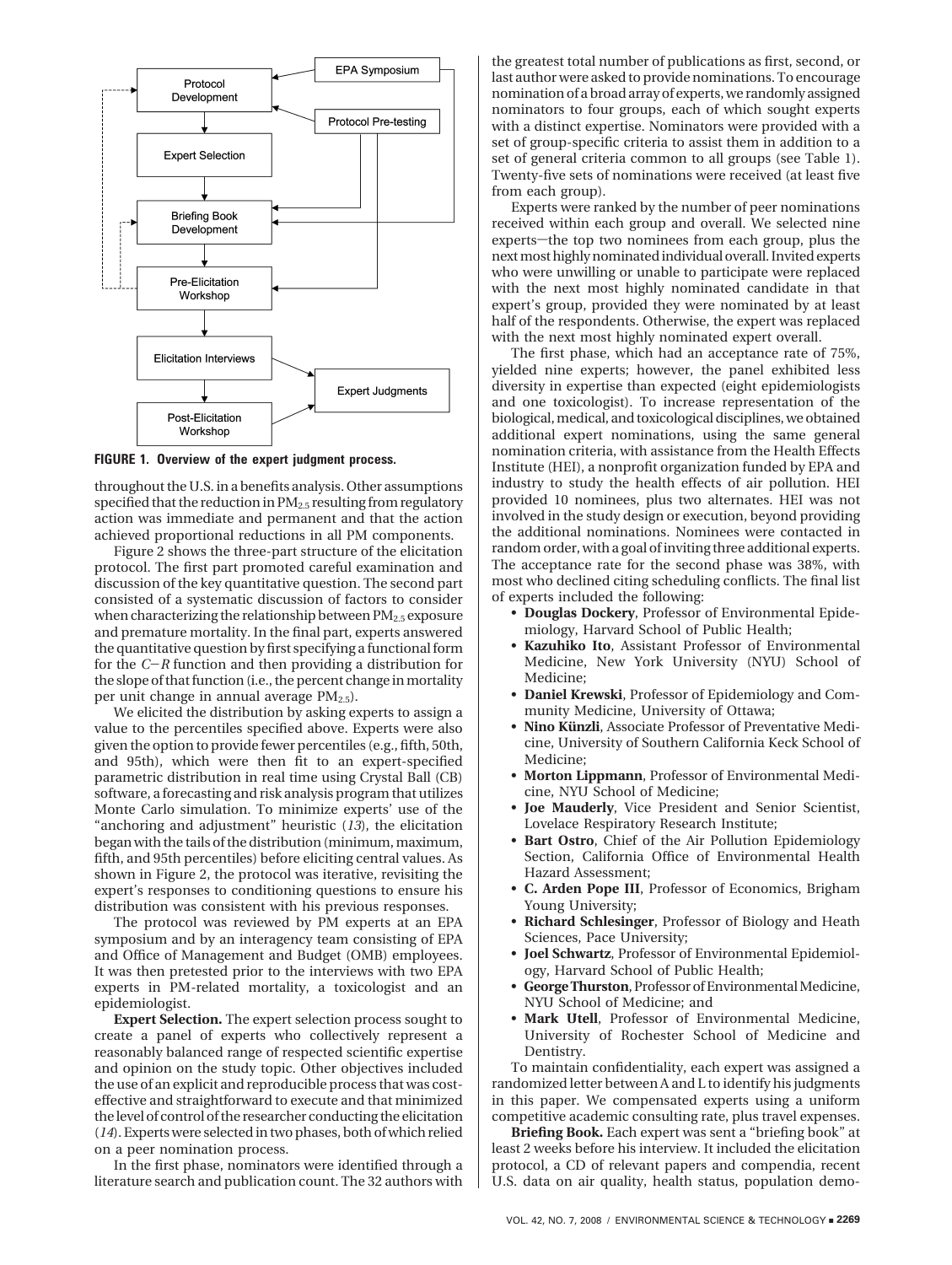FIGURE 1. Overview of the expert judgment process.

throughout the U.S. in a benefits analysis. Other assumptions specified that the reduction in $PM_{2.5}$ resulting from regulatory action was immediate and permanent and that the action achieved proportional reductions in all PM components.

Figure 2 shows the three-part structure of the elicitation protocol. The first part promoted careful examination and discussion of the key quantitative question. The second part consisted of a systematic discussion of factors to consider when characterizing the relationship between $PM_{2.5}$ exposure and premature mortality. In the final part, experts answered the quantitative question by first specifying a functional form for the *C*–*R* function and then providing a distribution for the slope of that function (i.e., the percent change in mortality per unit change in annual average $PM_{2.5}$).

We elicited the distribution by asking experts to assign a value to the percentiles specified above. Experts were also given the option to provide fewer percentiles (e.g., fifth, 50th, and 95th), which were then fit to an expert-specified parametric distribution in real time using Crystal Ball (CB) software, a forecasting and risk analysis program that utilizes Monte Carlo simulation. To minimize experts' use of the "anchoring and adjustment" heuristic (*13*), the elicitation began with the tails of the distribution (minimum, maximum, fifth, and 95th percentiles) before eliciting central values. As shown in Figure 2, the protocol was iterative, revisiting the expert's responses to conditioning questions to ensure his distribution was consistent with his previous responses.

The protocol was reviewed by PM experts at an EPA symposium and by an interagency team consisting of EPA and Office of Management and Budget (OMB) employees. It was then pretested prior to the interviews with two EPA experts in PM-related mortality, a toxicologist and an epidemiologist.

**Expert Selection.** The expert selection process sought to create a panel of experts who collectively represent a reasonably balanced range of respected scientific expertise and opinion on the study topic. Other objectives included the use of an explicit and reproducible process that was cost-effective and straightforward to execute and that minimized the level of control of the researcher conducting the elicitation (*14*). Experts were selected in two phases, both of which relied on a peer nomination process.

In the first phase, nominators were identified through a literature search and publication count. The 32 authors with the greatest total number of publications as first, second, or last author were asked to provide nominations. To encourage nomination of a broad array of experts, we randomly assigned nominators to four groups, each of which sought experts with a distinct expertise. Nominators were provided with a set of group-specific criteria to assist them in addition to a set of general criteria common to all groups (see Table 1). Twenty-five sets of nominations were received (at least five from each group).

Experts were ranked by the number of peer nominations received within each group and overall. We selected nine experts—the top two nominees from each group, plus the next most highly nominated individual overall. Invited experts who were unwilling or unable to participate were replaced with the next most highly nominated candidate in that expert's group, provided they were nominated by at least half of the respondents. Otherwise, the expert was replaced with the next most highly nominated expert overall.

The first phase, which had an acceptance rate of 75%, yielded nine experts; however, the panel exhibited less diversity in expertise than expected (eight epidemiologists and one toxicologist). To increase representation of the biological, medical, and toxicological disciplines, we obtained additional expert nominations, using the same general nomination criteria, with assistance from the Health Effects Institute (HEI), a nonprofit organization funded by EPA and industry to study the health effects of air pollution. HEI provided 10 nominees, plus two alternates. HEI was not involved in the study design or execution, beyond providing the additional nominations. Nominees were contacted in random order, with a goal of inviting three additional experts. The acceptance rate for the second phase was 38%, with most who declined citing scheduling conflicts. The final list of experts included the following:

- **Douglas Dockery**, Professor of Environmental Epidemiology, Harvard School of Public Health;
- **Kazuhiko Ito**, Assistant Professor of Environmental Medicine, New York University (NYU) School of Medicine;
- **Daniel Krewski**, Professor of Epidemiology and Community Medicine, University of Ottawa;
- **Nino Künzli**, Associate Professor of Preventative Medicine, University of Southern California Keck School of Medicine;
- **Morton Lippmann**, Professor of Environmental Medicine, NYU School of Medicine;
- **Joe Mauderly**, Vice President and Senior Scientist, Lovelace Respiratory Research Institute;
- **Bart Ostro**, Chief of the Air Pollution Epidemiology Section, California Office of Environmental Health Hazard Assessment;
- **C. Arden Pope III**, Professor of Economics, Brigham Young University;
- **Richard Schlesinger**, Professor of Biology and Heath Sciences, Pace University;
- **Joel Schwartz**, Professor of Environmental Epidemiology, Harvard School of Public Health;
- **George Thurston**, Professor of Environmental Medicine, NYU School of Medicine; and
- **Mark Utell**, Professor of Environmental Medicine, University of Rochester School of Medicine and Dentistry.

To maintain confidentiality, each expert was assigned a randomized letter between A and L to identify his judgments in this paper. We compensated experts using a uniform competitive academic consulting rate, plus travel expenses.

**Briefing Book.** Each expert was sent a "briefing book" at least 2 weeks before his interview. It included the elicitation protocol, a CD of relevant papers and compendia, recent U.S. data on air quality, health status, population demo-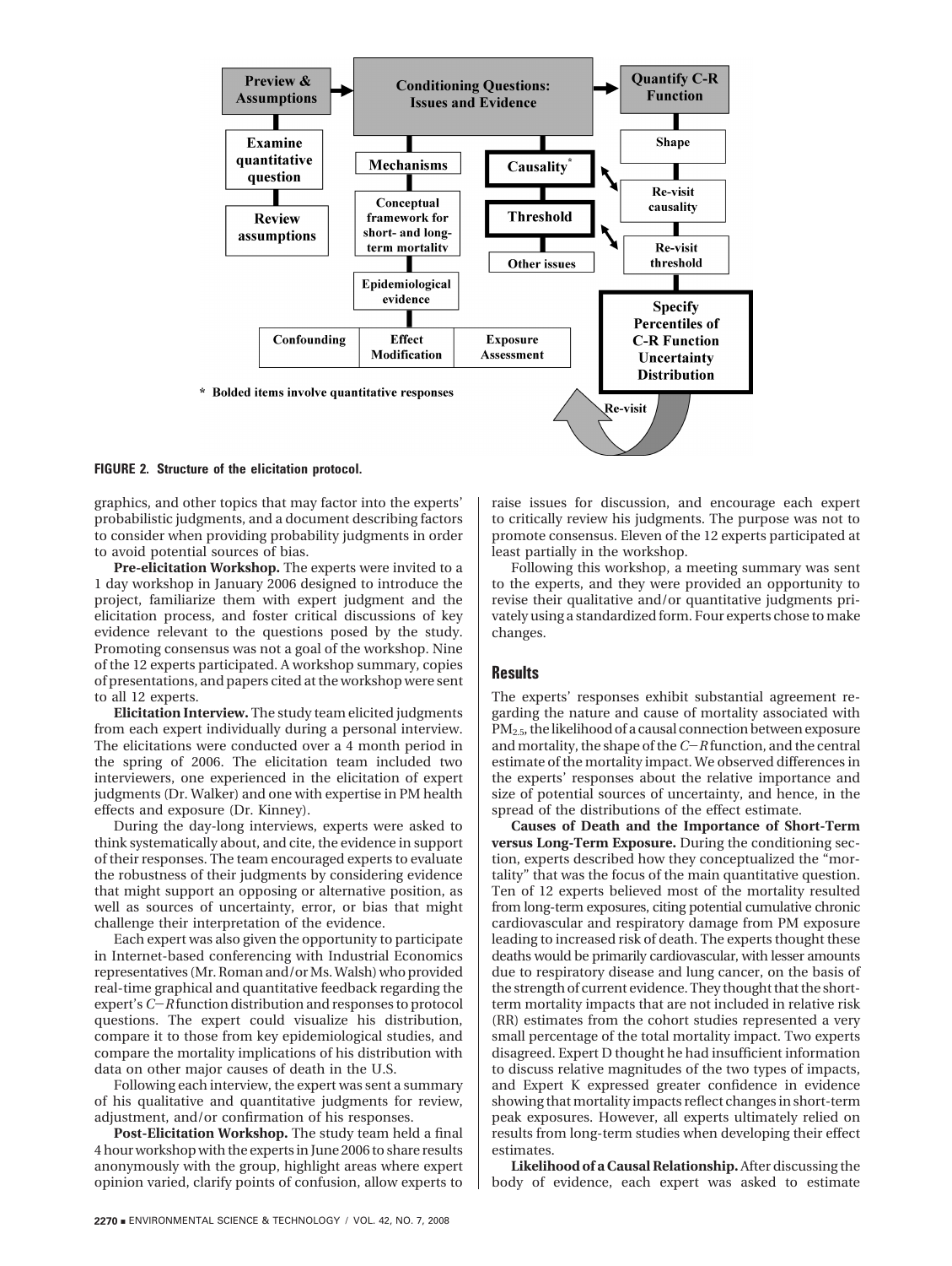FIGURE 2. Structure of the elicitation protocol.

graphics, and other topics that may factor into the experts' probabilistic judgments, and a document describing factors to consider when providing probability judgments in order to avoid potential sources of bias.

**Pre-elicitation Workshop.** The experts were invited to a 1 day workshop in January 2006 designed to introduce the project, familiarize them with expert judgment and the elicitation process, and foster critical discussions of key evidence relevant to the questions posed by the study. Promoting consensus was not a goal of the workshop. Nine of the 12 experts participated. A workshop summary, copies of presentations, and papers cited at the workshop were sent to all 12 experts.

**Elicitation Interview.** The study team elicited judgments from each expert individually during a personal interview. The elicitations were conducted over a 4 month period in the spring of 2006. The elicitation team included two interviewers, one experienced in the elicitation of expert judgments (Dr. Walker) and one with expertise in PM health effects and exposure (Dr. Kinney).

During the day-long interviews, experts were asked to think systematically about, and cite, the evidence in support of their responses. The team encouraged experts to evaluate the robustness of their judgments by considering evidence that might support an opposing or alternative position, as well as sources of uncertainty, error, or bias that might challenge their interpretation of the evidence.

Each expert was also given the opportunity to participate in Internet-based conferencing with Industrial Economics representatives (Mr. Roman and/or Ms. Walsh) who provided real-time graphical and quantitative feedback regarding the expert's *C−R* function distribution and responses to protocol questions. The expert could visualize his distribution, compare it to those from key epidemiological studies, and compare the mortality implications of his distribution with data on other major causes of death in the U.S.

Following each interview, the expert was sent a summary of his qualitative and quantitative judgments for review, adjustment, and/or confirmation of his responses.

**Post-Elicitation Workshop.** The study team held a final 4 hour workshop with the experts in June 2006 to share results anonymously with the group, highlight areas where expert opinion varied, clarify points of confusion, allow experts to raise issues for discussion, and encourage each expert to critically review his judgments. The purpose was not to promote consensus. Eleven of the 12 experts participated at least partially in the workshop.

Following this workshop, a meeting summary was sent to the experts, and they were provided an opportunity to revise their qualitative and/or quantitative judgments privately using a standardized form. Four experts chose to make changes.

## Results

The experts' responses exhibit substantial agreement regarding the nature and cause of mortality associated with $PM_{2.5}$, the likelihood of a causal connection between exposure and mortality, the shape of the *C−R* function, and the central estimate of the mortality impact. We observed differences in the experts' responses about the relative importance and size of potential sources of uncertainty, and hence, in the spread of the distributions of the effect estimate.

**Causes of Death and the Importance of Short-Term versus Long-Term Exposure.** During the conditioning section, experts described how they conceptualized the "mortality" that was the focus of the main quantitative question. Ten of 12 experts believed most of the mortality resulted from long-term exposures, citing potential cumulative chronic cardiovascular and respiratory damage from PM exposure leading to increased risk of death. The experts thought these deaths would be primarily cardiovascular, with lesser amounts due to respiratory disease and lung cancer, on the basis of the strength of current evidence. They thought that the short-term mortality impacts that are not included in relative risk (RR) estimates from the cohort studies represented a very small percentage of the total mortality impact. Two experts disagreed. Expert D thought he had insufficient information to discuss relative magnitudes of the two types of impacts, and Expert K expressed greater confidence in evidence showing that mortality impacts reflect changes in short-term peak exposures. However, all experts ultimately relied on results from long-term studies when developing their effect estimates.

**Likelihood of a Causal Relationship.** After discussing the body of evidence, each expert was asked to estimate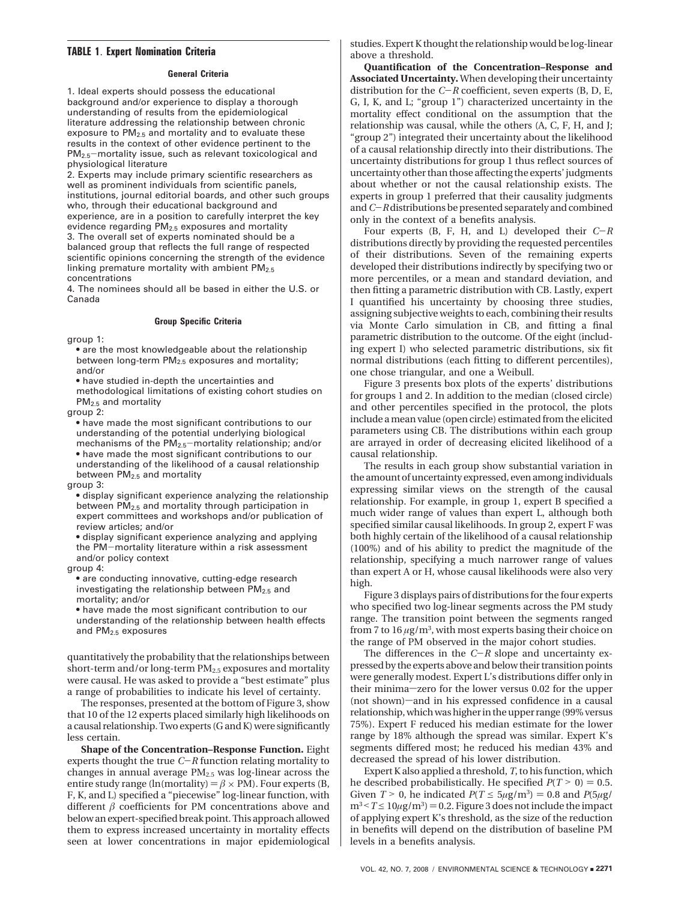### TABLE 1. Expert Nomination Criteria

**General Criteria**

1. Ideal experts should possess the educational background and/or experience to display a thorough understanding of results from the epidemiological literature addressing the relationship between chronic exposure to $PM_{2.5}$ and mortality and to evaluate these results in the context of other evidence pertinent to the $PM_{2.5}$−mortality issue, such as relevant toxicological and physiological literature
2. Experts may include primary scientific researchers as well as prominent individuals from scientific panels, institutions, journal editorial boards, and other such groups who, through their educational background and experience, are in a position to carefully interpret the key evidence regarding $PM_{2.5}$ exposures and mortality
3. The overall set of experts nominated should be a balanced group that reflects the full range of respected scientific opinions concerning the strength of the evidence linking premature mortality with ambient $PM_{2.5}$ concentrations
4. The nominees should all be based in either the U.S. or Canada

**Group Specific Criteria**

group 1:
- are the most knowledgeable about the relationship between long-term $PM_{2.5}$ exposures and mortality; and/or
- have studied in-depth the uncertainties and methodological limitations of existing cohort studies on $PM_{2.5}$ and mortality

group 2:
- have made the most significant contributions to our understanding of the potential underlying biological mechanisms of the $PM_{2.5}$−mortality relationship; and/or
- have made the most significant contributions to our understanding of the likelihood of a causal relationship between $PM_{2.5}$ and mortality

group 3:
- display significant experience analyzing the relationship between $PM_{2.5}$ and mortality through participation in expert committees and workshops and/or publication of review articles; and/or
- display significant experience analyzing and applying the PM−mortality literature within a risk assessment and/or policy context

group 4:
- are conducting innovative, cutting-edge research investigating the relationship between $PM_{2.5}$ and mortality; and/or
- have made the most significant contribution to our understanding of the relationship between health effects and $PM_{2.5}$ exposures

quantitatively the probability that the relationships between short-term and/or long-term $PM_{2.5}$ exposures and mortality were causal. He was asked to provide a "best estimate" plus a range of probabilities to indicate his level of certainty.

The responses, presented at the bottom of Figure 3, show that 10 of the 12 experts placed similarly high likelihoods on a causal relationship. Two experts (G and K) were significantly less certain.

**Shape of the Concentration–Response Function.** Eight experts thought the true *C*−*R* function relating mortality to changes in annual average $PM_{2.5}$ was log-linear across the entire study range ($\ln(\text{mortality}) = \beta \times \text{PM}$). Four experts (B, F, K, and L) specified a "piecewise" log-linear function, with different $\beta$ coefficients for PM concentrations above and below an expert-specified break point. This approach allowed them to express increased uncertainty in mortality effects seen at lower concentrations in major epidemiological studies. Expert K thought the relationship would be log-linear above a threshold.

**Quantification of the Concentration–Response and Associated Uncertainty.** When developing their uncertainty distribution for the *C*−*R* coefficient, seven experts (B, D, E, G, I, K, and L; "group 1") characterized uncertainty in the mortality effect conditional on the assumption that the relationship was causal, while the others (A, C, F, H, and J; "group 2") integrated their uncertainty about the likelihood of a causal relationship directly into their distributions. The uncertainty distributions for group 1 thus reflect sources of uncertainty other than those affecting the experts' judgments about whether or not the causal relationship exists. The experts in group 1 preferred that their causality judgments and *C*−*R* distributions be presented separately and combined only in the context of a benefits analysis.

Four experts (B, F, H, and L) developed their *C*−*R* distributions directly by providing the requested percentiles of their distributions. Seven of the remaining experts developed their distributions indirectly by specifying two or more percentiles, or a mean and standard deviation, and then fitting a parametric distribution with CB. Lastly, expert I quantified his uncertainty by choosing three studies, assigning subjective weights to each, combining their results via Monte Carlo simulation in CB, and fitting a final parametric distribution to the outcome. Of the eight (including expert I) who selected parametric distributions, six fit normal distributions (each fitting to different percentiles), one chose triangular, and one a Weibull.

Figure 3 presents box plots of the experts' distributions for groups 1 and 2. In addition to the median (closed circle) and other percentiles specified in the protocol, the plots include a mean value (open circle) estimated from the elicited parameters using CB. The distributions within each group are arrayed in order of decreasing elicited likelihood of a causal relationship.

The results in each group show substantial variation in the amount of uncertainty expressed, even among individuals expressing similar views on the strength of the causal relationship. For example, in group 1, expert B specified a much wider range of values than expert L, although both specified similar causal likelihoods. In group 2, expert F was both highly certain of the likelihood of a causal relationship (100%) and of his ability to predict the magnitude of the relationship, specifying a much narrower range of values than expert A or H, whose causal likelihoods were also very high.

Figure 3 displays pairs of distributions for the four experts who specified two log-linear segments across the PM study range. The transition point between the segments ranged from 7 to 16 $\mu g/m^3$, with most experts basing their choice on the range of PM observed in the major cohort studies.

The differences in the *C*−*R* slope and uncertainty expressed by the experts above and below their transition points were generally modest. Expert L's distributions differ only in their minima—zero for the lower versus 0.02 for the upper (not shown)—and in his expressed confidence in a causal relationship, which was higher in the upper range (99% versus 75%). Expert F reduced his median estimate for the lower range by 18% although the spread was similar. Expert K's segments differed most; he reduced his median 43% and decreased the spread of his lower distribution.

Expert K also applied a threshold, *T*, to his function, which he described probabilistically. He specified $P(T > 0) = 0.5$. Given $T > 0$, he indicated $P(T \leq 5\mu g/m^3) = 0.8$ and $P(5\mu g/m^3 < T \leq 10\mu g/m^3) = 0.2$. Figure 3 does not include the impact of applying expert K's threshold, as the size of the reduction in benefits will depend on the distribution of baseline PM levels in a benefits analysis.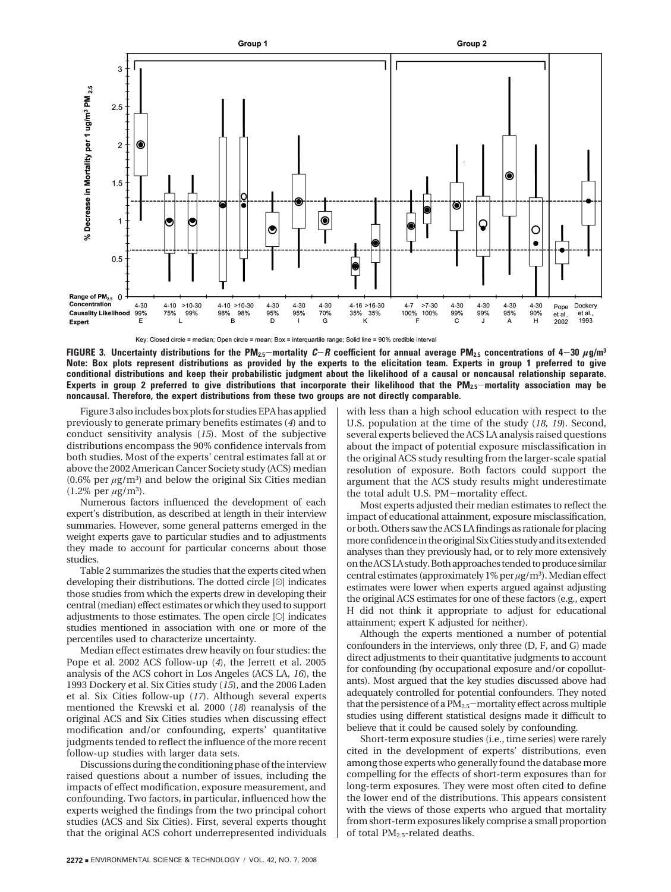Group 1

Group 2

% Decrease in Mortality per 1 ug/m3 PM 2.5

3

2.5

2

1.5

1

0.5

0

Range of $PM_{2.5}$ Concentration: 4-30, 4-10, >10-30, 4-10, >10-30, 4-30, 4-30, 4-30, 4-16, >16-30, 4-7, >7-30, 4-30, 4-30, 4-30, 4-30

Causality Likelihood: 99%, 75%, 99%, 98%, 98%, 95%, 95%, 70%, 35%, 35%, 100%, 100%, 99%, 99%, 95%, 90%

Expert: E, L, L, B, B, D, I, G, K, K, F, F, C, J, A, H

Pope et al., 2002

Dockery et al., 1993

Key: Closed circle = median; Open circle = mean; Box = interquartile range; Solid line = 90% credible interval

**FIGURE 3. Uncertainty distributions for the $PM_{2.5}$−mortality *C*−*R* coefficient for annual average $PM_{2.5}$ concentrations of 4−30 $\mu g/m^3$ Note: Box plots represent distributions as provided by the experts to the elicitation team. Experts in group 1 preferred to give conditional distributions and keep their probabilistic judgment about the likelihood of a causal or noncausal relationship separate. Experts in group 2 preferred to give distributions that incorporate their likelihood that the $PM_{2.5}$−mortality association may be noncausal. Therefore, the expert distributions from these two groups are not directly comparable.**

Figure 3 also includes box plots for studies EPA has applied previously to generate primary benefits estimates (*4*) and to conduct sensitivity analysis (*15*). Most of the subjective distributions encompass the 90% confidence intervals from both studies. Most of the experts' central estimates fall at or above the 2002 American Cancer Society study (ACS) median (0.6% per $\mu g/m^3$) and below the original Six Cities median (1.2% per $\mu g/m^3$).

Numerous factors influenced the development of each expert's distribution, as described at length in their interview summaries. However, some general patterns emerged in the weight experts gave to particular studies and to adjustments they made to account for particular concerns about those studies.

Table 2 summarizes the studies that the experts cited when developing their distributions. The dotted circle [⊙] indicates those studies from which the experts drew in developing their central (median) effect estimates or which they used to support adjustments to those estimates. The open circle [○] indicates studies mentioned in association with one or more of the percentiles used to characterize uncertainty.

Median effect estimates drew heavily on four studies: the Pope et al. 2002 ACS follow-up (*4*), the Jerrett et al. 2005 analysis of the ACS cohort in Los Angeles (ACS LA, *16*), the 1993 Dockery et al. Six Cities study (*15*), and the 2006 Laden et al. Six Cities follow-up (*17*). Although several experts mentioned the Krewski et al. 2000 (*18*) reanalysis of the original ACS and Six Cities studies when discussing effect modification and/or confounding, experts' quantitative judgments tended to reflect the influence of the more recent follow-up studies with larger data sets.

Discussions during the conditioning phase of the interview raised questions about a number of issues, including the impacts of effect modification, exposure measurement, and confounding. Two factors, in particular, influenced how the experts weighed the findings from the two principal cohort studies (ACS and Six Cities). First, several experts thought that the original ACS cohort underrepresented individuals with less than a high school education with respect to the U.S. population at the time of the study (*18, 19*). Second, several experts believed the ACS LA analysis raised questions about the impact of potential exposure misclassification in the original ACS study resulting from the larger-scale spatial resolution of exposure. Both factors could support the argument that the ACS study results might underestimate the total adult U.S. PM−mortality effect.

Most experts adjusted their median estimates to reflect the impact of educational attainment, exposure misclassification, or both. Others saw the ACS LA findings as rationale for placing more confidence in the original Six Cities study and its extended analyses than they previously had, or to rely more extensively on the ACS LA study. Both approaches tended to produce similar central estimates (approximately 1% per $\mu g/m^3$). Median effect estimates were lower when experts argued against adjusting the original ACS estimates for one of these factors (e.g., expert H did not think it appropriate to adjust for educational attainment; expert K adjusted for neither).

Although the experts mentioned a number of potential confounders in the interviews, only three (D, F, and G) made direct adjustments to their quantitative judgments to account for confounding (by occupational exposure and/or copollutants). Most argued that the key studies discussed above had adequately controlled for potential confounders. They noted that the persistence of a $PM_{2.5}$−mortality effect across multiple studies using different statistical designs made it difficult to believe that it could be caused solely by confounding.

Short-term exposure studies (i.e., time series) were rarely cited in the development of experts' distributions, even among those experts who generally found the database more compelling for the effects of short-term exposures than for long-term exposures. They were most often cited to define the lower end of the distributions. This appears consistent with the views of those experts who argued that mortality from short-term exposures likely comprise a small proportion of total $PM_{2.5}$-related deaths.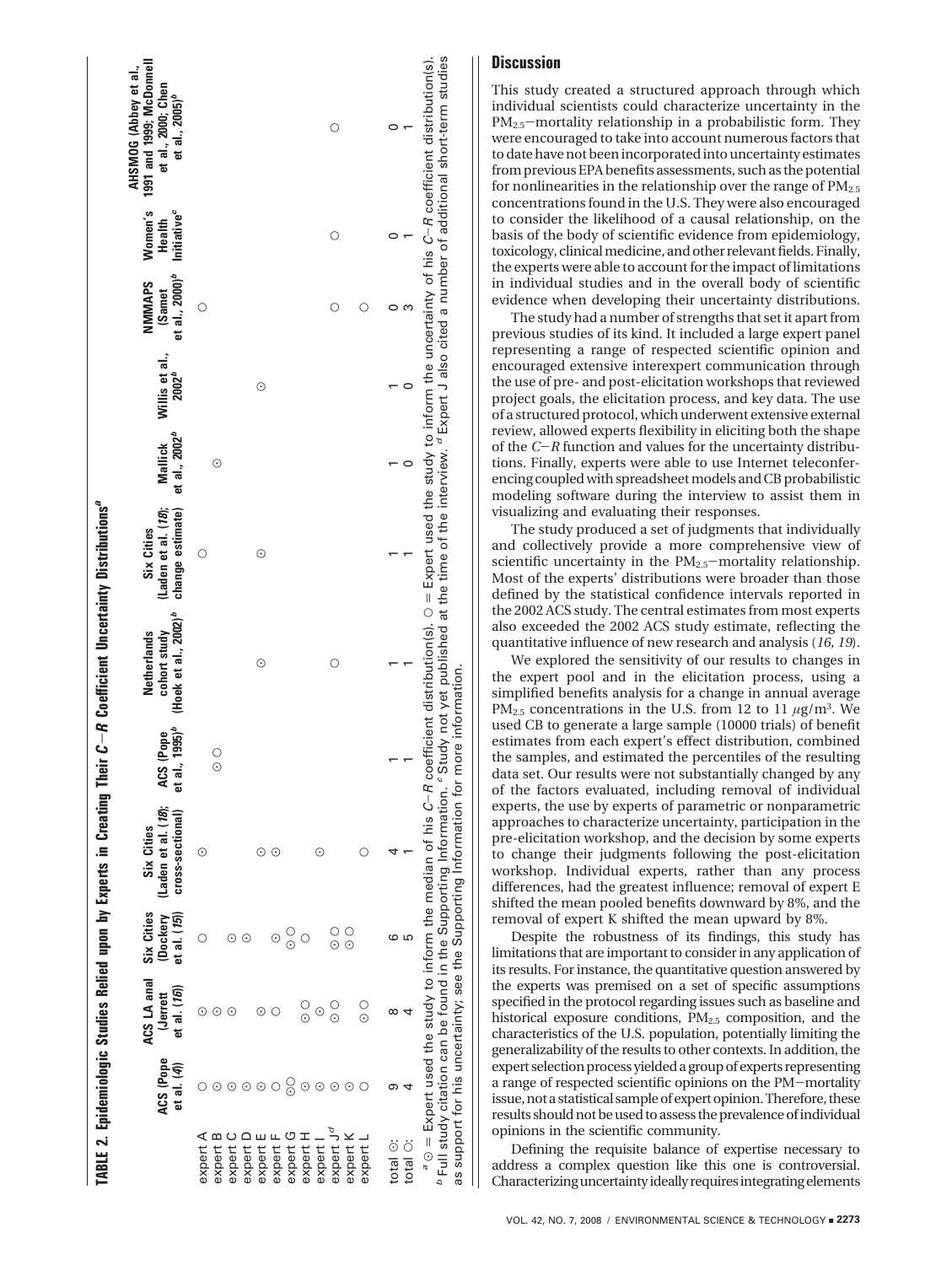**TABLE 2. Epidemiologic Studies Relied upon by Experts in Creating Their *C*−*R* Coefficient Uncertainty Distributions[a]**

| | ACS (Pope et al. (4)) | ACS LA anal (Jerrett et al. (16)) | Six Cities (Dockery et al. (15)) | Six Cities (Laden et al. (18); cross-sectional) | ACS (Pope et al., 1995)[b] | Netherlands cohort study (Hoek et al., 2002)[b] | Six Cities (Laden et al. (18); change estimate) | Mallick et al., 2002[b] | Willis et al., 2002[b] | NMMAPS (Samet et al., 2000)[b] | Women's Health Initiative[c] | AHSMOG (Abbey et al., 1991 and 1999; McDonnell et al., 2000; Chen et al., 2005)[b] |
|---|---|---|---|---|---|---|---|---|---|---|---|---|
| expert A | ○ | ⊙ | ○ | ⊙ | | | ○ | | | ○ | | |
| expert B | ⊙ | ⊙ | | | ⊙ ○ | | | | | | | |
| expert C | ⊙ | ⊙ | ⊙ | | | | | ⊙ | | | | |
| expert D | ⊙ | | ⊙ | | | | | | | | | |
| expert E | ⊙ | ⊙ | | ⊙ | | ⊙ | | | | | | |
| expert F | ○ | ○ | ⊙ | ⊙ | | | ⊙ | | ⊙ | | | |
| expert G | ⊙ ○ | | ⊙ ○ | | | | | | | | | |
| expert H | ⊙ | ⊙ ○ | ○ | | | | | | | | | |
| expert I | ⊙ | ⊙ | | ⊙ | | | | | | | | ○ |
| expert J[d] | ⊙ | ⊙ ○ | ⊙ ○ | | | ○ | | | | ○ | ○ | |
| expert K | ⊙ | | ⊙ ○ | | | | | | | | | |
| expert L | ○ | ⊙ ○ | | ○ | | | | | | ○ | | |
| total ⊙: | 9 | 8 | 6 | 4 | 1 | 1 | 1 | 1 | 1 | 0 | 0 | 0 |
| total ○: | 4 | 4 | 5 | 1 | 1 | 1 | 1 | 0 | 0 | 3 | 1 | 1 |

[a] ⊙ = Expert used the study to inform the median of his *C*−*R* coefficient distribution(s). ○ = Expert used the study to inform the uncertainty of his *C*−*R* coefficient distribution(s). [b] Full study citation can be found in the Supporting Information. [c] Study not yet published at the time of the interview. [d] Expert J also cited a number of additional short-term studies as support for his uncertainty; see the Supporting Information for more information.

## Discussion

This study created a structured approach through which individual scientists could characterize uncertainty in the $PM_{2.5}$−mortality relationship in a probabilistic form. They were encouraged to take into account numerous factors that to date have not been incorporated into uncertainty estimates from previous EPA benefits assessments, such as the potential for nonlinearities in the relationship over the range of $PM_{2.5}$ concentrations found in the U.S. They were also encouraged to consider the likelihood of a causal relationship, on the basis of the body of scientific evidence from epidemiology, toxicology, clinical medicine, and other relevant fields. Finally, the experts were able to account for the impact of limitations in individual studies and in the overall body of scientific evidence when developing their uncertainty distributions.

The study had a number of strengths that set it apart from previous studies of its kind. It included a large expert panel representing a range of respected scientific opinion and encouraged extensive interexpert communication through the use of pre- and post-elicitation workshops that reviewed project goals, the elicitation process, and key data. The use of a structured protocol, which underwent extensive external review, allowed experts flexibility in eliciting both the shape of the *C*−*R* function and values for the uncertainty distributions. Finally, experts were able to use Internet teleconferencing coupled with spreadsheet models and CB probabilistic modeling software during the interview to assist them in visualizing and evaluating their responses.

The study produced a set of judgments that individually and collectively provide a more comprehensive view of scientific uncertainty in the $PM_{2.5}$−mortality relationship. Most of the experts' distributions were broader than those defined by the statistical confidence intervals reported in the 2002 ACS study. The central estimates from most experts also exceeded the 2002 ACS study estimate, reflecting the quantitative influence of new research and analysis (*16, 19*).

We explored the sensitivity of our results to changes in the expert pool and in the elicitation process, using a simplified benefits analysis for a change in annual average $PM_{2.5}$ concentrations in the U.S. from 12 to 11 $\mu g/m^3$. We used CB to generate a large sample (10000 trials) of benefit estimates from each expert's effect distribution, combined the samples, and estimated the percentiles of the resulting data set. Our results were not substantially changed by any of the factors evaluated, including removal of individual experts, the use by experts of parametric or nonparametric approaches to characterize uncertainty, participation in the pre-elicitation workshop, and the decision by some experts to change their judgments following the post-elicitation workshop. Individual experts, rather than any process differences, had the greatest influence; removal of expert E shifted the mean pooled benefits downward by 8%, and the removal of expert K shifted the mean upward by 8%.

Despite the robustness of its findings, this study has limitations that are important to consider in any application of its results. For instance, the quantitative question answered by the experts was premised on a set of specific assumptions specified in the protocol regarding issues such as baseline and historical exposure conditions, $PM_{2.5}$ composition, and the characteristics of the U.S. population, potentially limiting the generalizability of the results to other contexts. In addition, the expert selection process yielded a group of experts representing a range of respected scientific opinions on the PM−mortality issue, not a statistical sample of expert opinion. Therefore, these results should not be used to assess the prevalence of individual opinions in the scientific community.

Defining the requisite balance of expertise necessary to address a complex question like this one is controversial. Characterizing uncertainty ideally requires integrating elements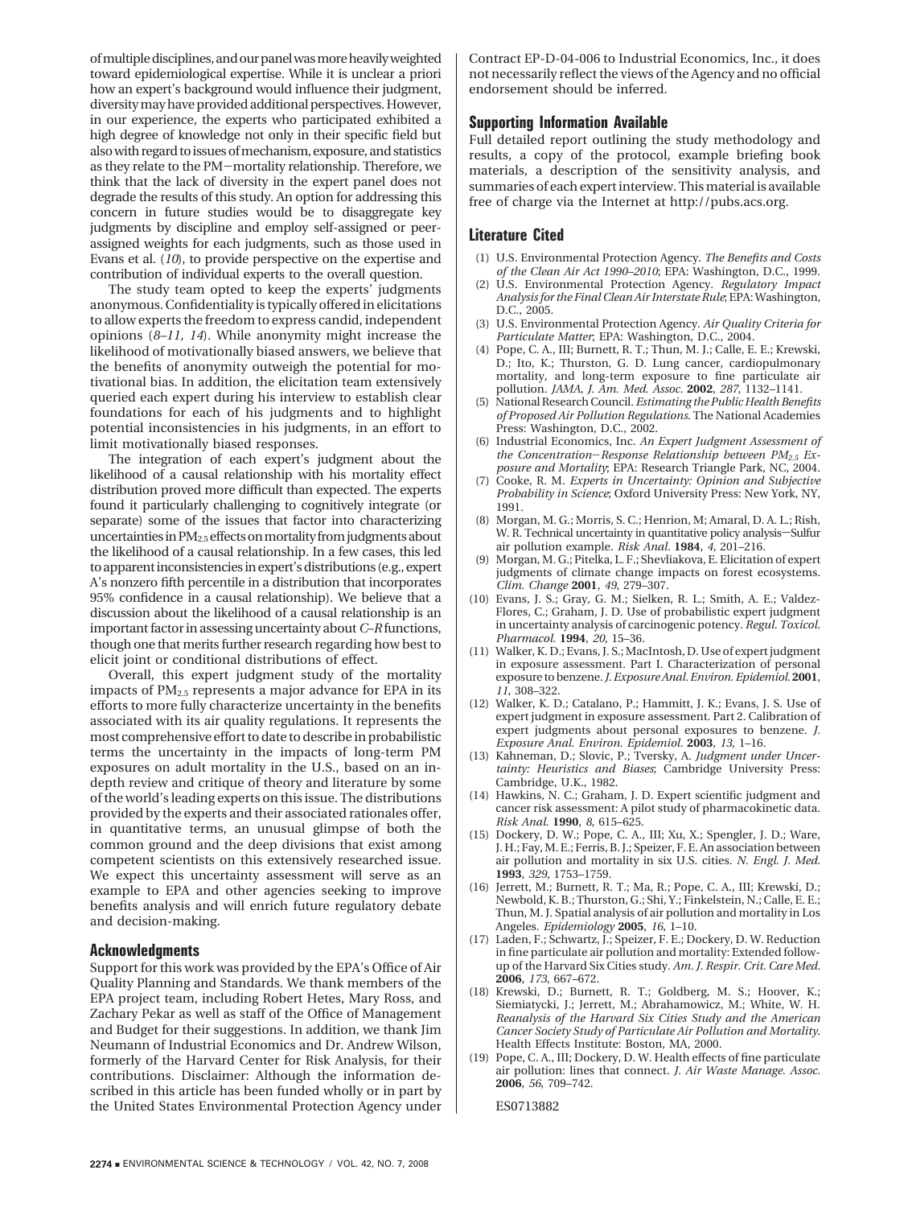of multiple disciplines, and our panel was more heavily weighted toward epidemiological expertise. While it is unclear a priori how an expert's background would influence their judgment, diversity may have provided additional perspectives. However, in our experience, the experts who participated exhibited a high degree of knowledge not only in their specific field but also with regard to issues of mechanism, exposure, and statistics as they relate to the PM−mortality relationship. Therefore, we think that the lack of diversity in the expert panel does not degrade the results of this study. An option for addressing this concern in future studies would be to disaggregate key judgments by discipline and employ self-assigned or peer-assigned weights for each judgments, such as those used in Evans et al. (*10*), to provide perspective on the expertise and contribution of individual experts to the overall question.

The study team opted to keep the experts' judgments anonymous. Confidentiality is typically offered in elicitations to allow experts the freedom to express candid, independent opinions (*8–11, 14*). While anonymity might increase the likelihood of motivationally biased answers, we believe that the benefits of anonymity outweigh the potential for motivational bias. In addition, the elicitation team extensively queried each expert during his interview to establish clear foundations for each of his judgments and to highlight potential inconsistencies in his judgments, in an effort to limit motivationally biased responses.

The integration of each expert's judgment about the likelihood of a causal relationship with his mortality effect distribution proved more difficult than expected. The experts found it particularly challenging to cognitively integrate (or separate) some of the issues that factor into characterizing uncertainties in $PM_{2.5}$ effects on mortality from judgments about the likelihood of a causal relationship. In a few cases, this led to apparent inconsistencies in expert's distributions (e.g., expert A's nonzero fifth percentile in a distribution that incorporates 95% confidence in a causal relationship). We believe that a discussion about the likelihood of a causal relationship is an important factor in assessing uncertainty about *C–R* functions, though one that merits further research regarding how best to elicit joint or conditional distributions of effect.

Overall, this expert judgment study of the mortality impacts of $PM_{2.5}$ represents a major advance for EPA in its efforts to more fully characterize uncertainty in the benefits associated with its air quality regulations. It represents the most comprehensive effort to date to describe in probabilistic terms the uncertainty in the impacts of long-term PM exposures on adult mortality in the U.S., based on an in-depth review and critique of theory and literature by some of the world's leading experts on this issue. The distributions provided by the experts and their associated rationales offer, in quantitative terms, an unusual glimpse of both the common ground and the deep divisions that exist among competent scientists on this extensively researched issue. We expect this uncertainty assessment will serve as an example to EPA and other agencies seeking to improve benefits analysis and will enrich future regulatory debate and decision-making.

## Acknowledgments

Support for this work was provided by the EPA's Office of Air Quality Planning and Standards. We thank members of the EPA project team, including Robert Hetes, Mary Ross, and Zachary Pekar as well as staff of the Office of Management and Budget for their suggestions. In addition, we thank Jim Neumann of Industrial Economics and Dr. Andrew Wilson, formerly of the Harvard Center for Risk Analysis, for their contributions. Disclaimer: Although the information described in this article has been funded wholly or in part by the United States Environmental Protection Agency under Contract EP-D-04-006 to Industrial Economics, Inc., it does not necessarily reflect the views of the Agency and no official endorsement should be inferred.

## Supporting Information Available

Full detailed report outlining the study methodology and results, a copy of the protocol, example briefing book materials, a description of the sensitivity analysis, and summaries of each expert interview. This material is available free of charge via the Internet at http://pubs.acs.org.

## Literature Cited

(1) U.S. Environmental Protection Agency. *The Benefits and Costs of the Clean Air Act 1990–2010*; EPA: Washington, D.C., 1999.

(2) U.S. Environmental Protection Agency. *Regulatory Impact Analysis for the Final Clean Air Interstate Rule*; EPA: Washington, D.C., 2005.

(3) U.S. Environmental Protection Agency. *Air Quality Criteria for Particulate Matter*; EPA: Washington, D.C., 2004.

(4) Pope, C. A., III; Burnett, R. T.; Thun, M. J.; Calle, E. E.; Krewski, D.; Ito, K.; Thurston, G. D. Lung cancer, cardiopulmonary mortality, and long-term exposure to fine particulate air pollution. *JAMA, J. Am. Med. Assoc.* **2002**, *287*, 1132–1141.

(5) National Research Council. *Estimating the Public Health Benefits of Proposed Air Pollution Regulations*. The National Academies Press: Washington, D.C., 2002.

(6) Industrial Economics, Inc. *An Expert Judgment Assessment of the Concentration−Response Relationship between $PM_{2.5}$ Exposure and Mortality*; EPA: Research Triangle Park, NC, 2004.

(7) Cooke, R. M. *Experts in Uncertainty: Opinion and Subjective Probability in Science*; Oxford University Press: New York, NY, 1991.

(8) Morgan, M. G.; Morris, S. C.; Henrion, M; Amaral, D. A. L.; Rish, W. R. Technical uncertainty in quantitative policy analysis—Sulfur air pollution example. *Risk Anal.* **1984**, *4*, 201–216.

(9) Morgan, M. G.; Pitelka, L. F.; Shevliakova, E. Elicitation of expert judgments of climate change impacts on forest ecosystems. *Clim. Change* **2001**, *49*, 279–307.

(10) Evans, J. S.; Gray, G. M.; Sielken, R. L.; Smith, A. E.; Valdez-Flores, C.; Graham, J. D. Use of probabilistic expert judgment in uncertainty analysis of carcinogenic potency. *Regul. Toxicol. Pharmacol.* **1994**, *20*, 15–36.

(11) Walker, K. D.; Evans, J. S.; MacIntosh, D. Use of expert judgment in exposure assessment. Part I. Characterization of personal exposure to benzene. *J. Exposure Anal. Environ. Epidemiol.* **2001**, *11*, 308–322.

(12) Walker, K. D.; Catalano, P.; Hammitt, J. K.; Evans, J. S. Use of expert judgment in exposure assessment. Part 2. Calibration of expert judgments about personal exposures to benzene. *J. Exposure Anal. Environ. Epidemiol.* **2003**, *13*, 1–16.

(13) Kahneman, D.; Slovic, P.; Tversky, A. *Judgment under Uncertainty: Heuristics and Biases*; Cambridge University Press: Cambridge, U.K., 1982.

(14) Hawkins, N. C.; Graham, J. D. Expert scientific judgment and cancer risk assessment: A pilot study of pharmacokinetic data. *Risk Anal.* **1990**, *8*, 615–625.

(15) Dockery, D. W.; Pope, C. A., III; Xu, X.; Spengler, J. D.; Ware, J. H.; Fay, M. E.; Ferris, B. J.; Speizer, F. E. An association between air pollution and mortality in six U.S. cities. *N. Engl. J. Med.* **1993**, *329*, 1753–1759.

(16) Jerrett, M.; Burnett, R. T.; Ma, R.; Pope, C. A., III; Krewski, D.; Newbold, K. B.; Thurston, G.; Shi, Y.; Finkelstein, N.; Calle, E. E.; Thun, M. J. Spatial analysis of air pollution and mortality in Los Angeles. *Epidemiology* **2005**, *16*, 1–10.

(17) Laden, F.; Schwartz, J.; Speizer, F. E.; Dockery, D. W. Reduction in fine particulate air pollution and mortality: Extended follow-up of the Harvard Six Cities study. *Am. J. Respir. Crit. Care Med.* **2006**, *173*, 667–672.

(18) Krewski, D.; Burnett, R. T.; Goldberg, M. S.; Hoover, K.; Siemiatycki, J.; Jerrett, M.; Abrahamowicz, M.; White, W. H. *Reanalysis of the Harvard Six Cities Study and the American Cancer Society Study of Particulate Air Pollution and Mortality*. Health Effects Institute: Boston, MA, 2000.

(19) Pope, C. A., III; Dockery, D. W. Health effects of fine particulate air pollution: lines that connect. *J. Air Waste Manage. Assoc.* **2006**, *56*, 709–742.

ES0713882